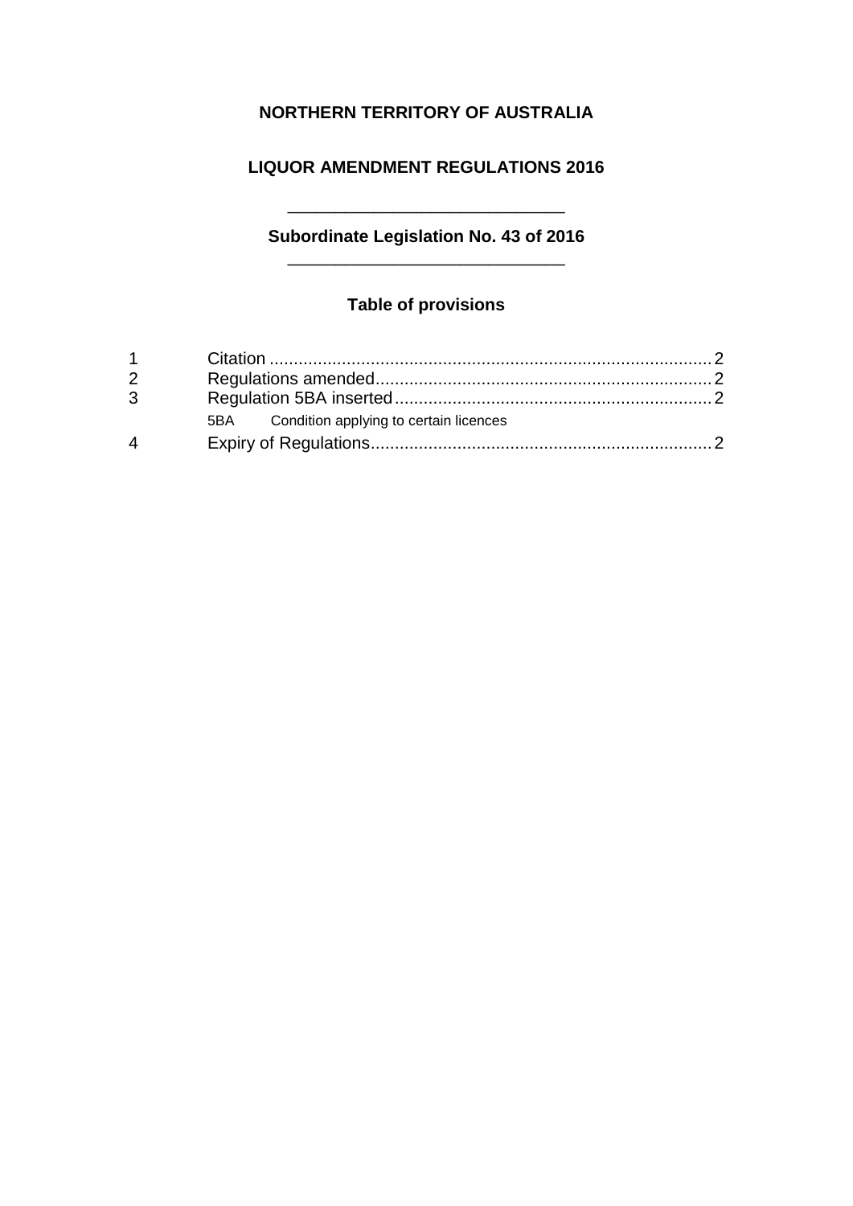**NORTHERN TERRITORY OF AUSTRALIA**

**LIQUOR AMENDMENT REGULATIONS 2016**

---

**Subordinate Legislation No. 43 of 2016**

---

## Table of provisions

| | | |
|---|---|---|
| 1 | Citation | 2 |
| 2 | Regulations amended | 2 |
| 3 | Regulation 5BA inserted | 2 |
| | 5BA Condition applying to certain licences | |
| 4 | Expiry of Regulations | 2 |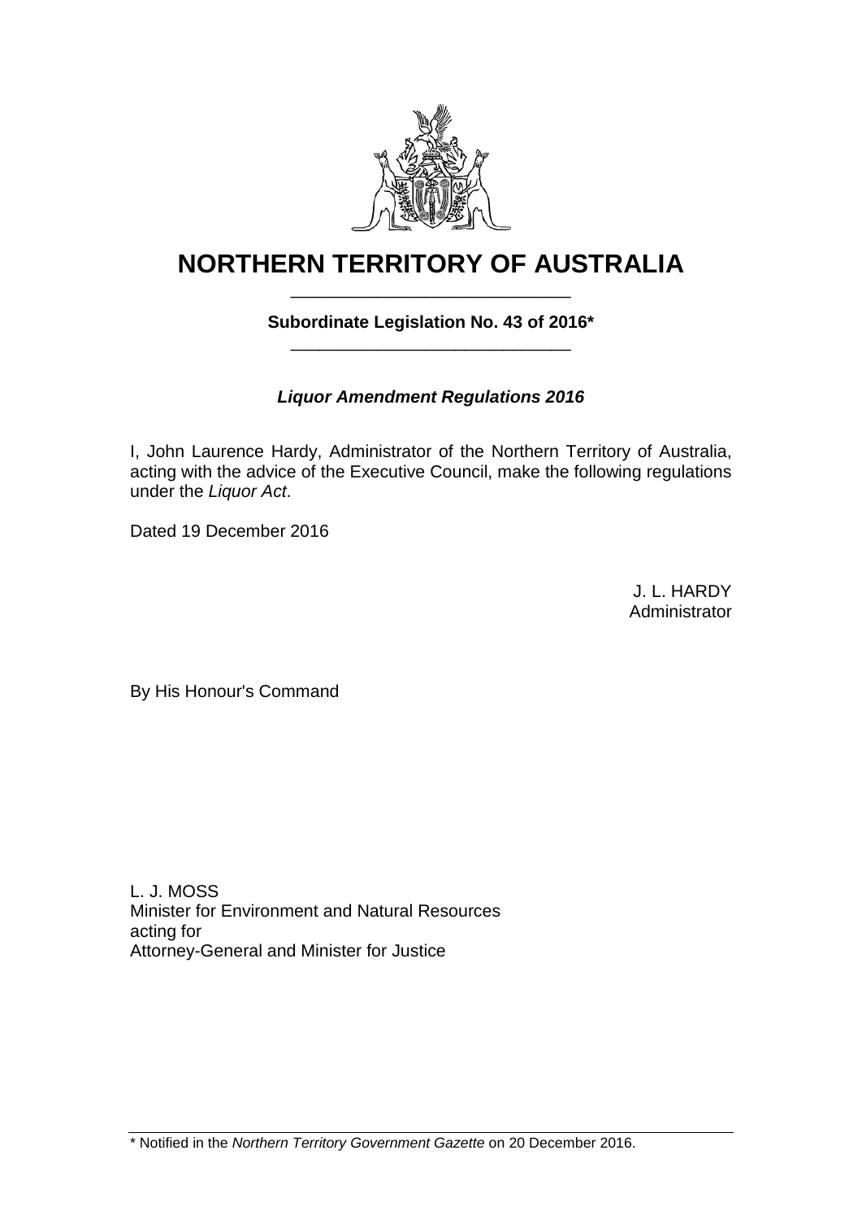# NORTHERN TERRITORY OF AUSTRALIA

**Subordinate Legislation No. 43 of 2016***

***Liquor Amendment Regulations 2016***

I, John Laurence Hardy, Administrator of the Northern Territory of Australia, acting with the advice of the Executive Council, make the following regulations under the *Liquor Act*.

Dated 19 December 2016

J. L. HARDY
Administrator

By His Honour's Command

L. J. MOSS
Minister for Environment and Natural Resources
acting for
Attorney-General and Minister for Justice

* Notified in the *Northern Territory Government Gazette* on 20 December 2016.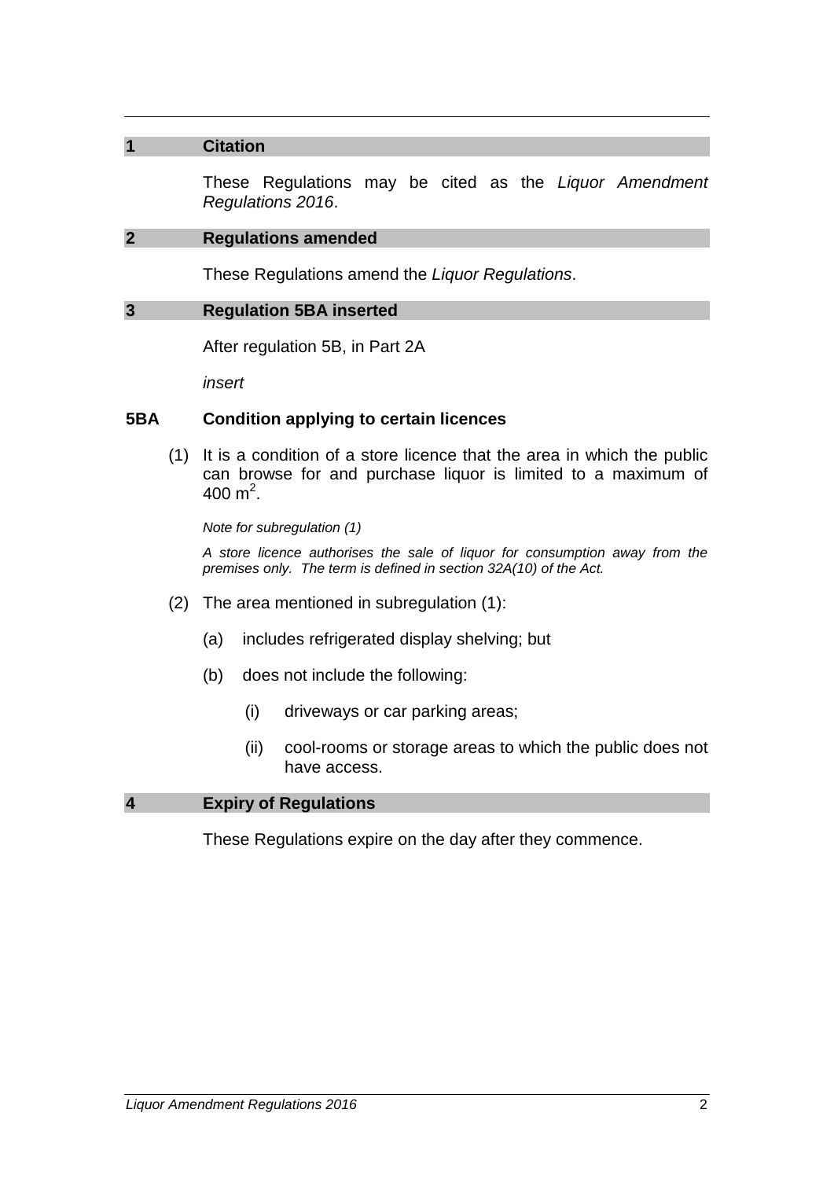## 1 Citation

These Regulations may be cited as the *Liquor Amendment Regulations 2016*.

## 2 Regulations amended

These Regulations amend the *Liquor Regulations*.

## 3 Regulation 5BA inserted

After regulation 5B, in Part 2A

*insert*

### 5BA Condition applying to certain licences

(1) It is a condition of a store licence that the area in which the public can browse for and purchase liquor is limited to a maximum of 400 $m^2$.

*Note for subregulation (1)*

*A store licence authorises the sale of liquor for consumption away from the premises only. The term is defined in section 32A(10) of the Act.*

(2) The area mentioned in subregulation (1):

(a) includes refrigerated display shelving; but

(b) does not include the following:

(i) driveways or car parking areas;

(ii) cool-rooms or storage areas to which the public does not have access.

## 4 Expiry of Regulations

These Regulations expire on the day after they commence.